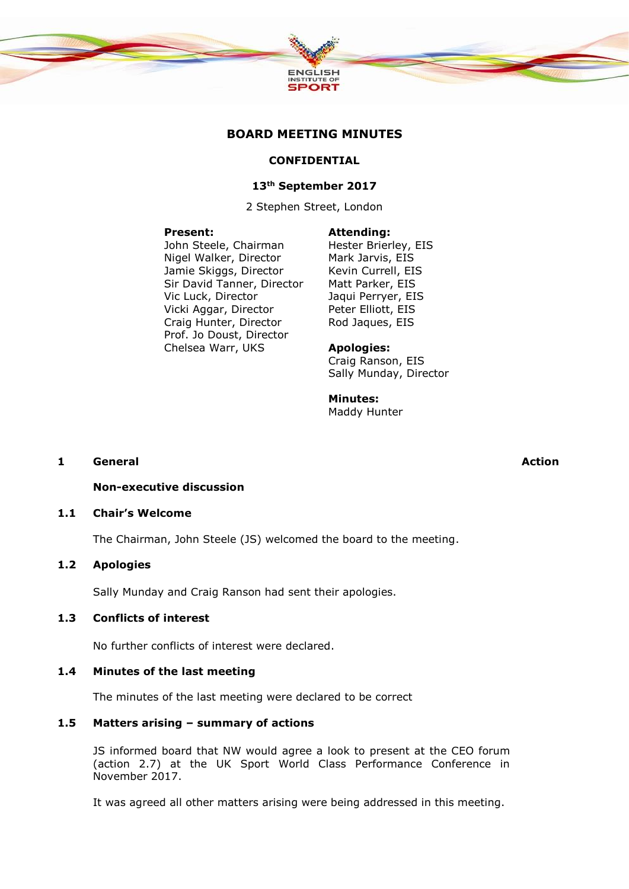# BOARD MEETING MINUTES

**CONFIDENTIAL**

**13th September 2017**

2 Stephen Street, London

**Present:**
John Steele, Chairman
Nigel Walker, Director
Jamie Skiggs, Director
Sir David Tanner, Director
Vic Luck, Director
Vicki Aggar, Director
Craig Hunter, Director
Prof. Jo Doust, Director
Chelsea Warr, UKS

**Attending:**
Hester Brierley, EIS
Mark Jarvis, EIS
Kevin Currell, EIS
Matt Parker, EIS
Jaqui Perryer, EIS
Peter Elliott, EIS
Rod Jaques, EIS

**Apologies:**
Craig Ranson, EIS
Sally Munday, Director

**Minutes:**
Maddy Hunter

## 1 General — Action

### Non-executive discussion

### 1.1 Chair's Welcome

The Chairman, John Steele (JS) welcomed the board to the meeting.

### 1.2 Apologies

Sally Munday and Craig Ranson had sent their apologies.

### 1.3 Conflicts of interest

No further conflicts of interest were declared.

### 1.4 Minutes of the last meeting

The minutes of the last meeting were declared to be correct

### 1.5 Matters arising – summary of actions

JS informed board that NW would agree a look to present at the CEO forum (action 2.7) at the UK Sport World Class Performance Conference in November 2017.

It was agreed all other matters arising were being addressed in this meeting.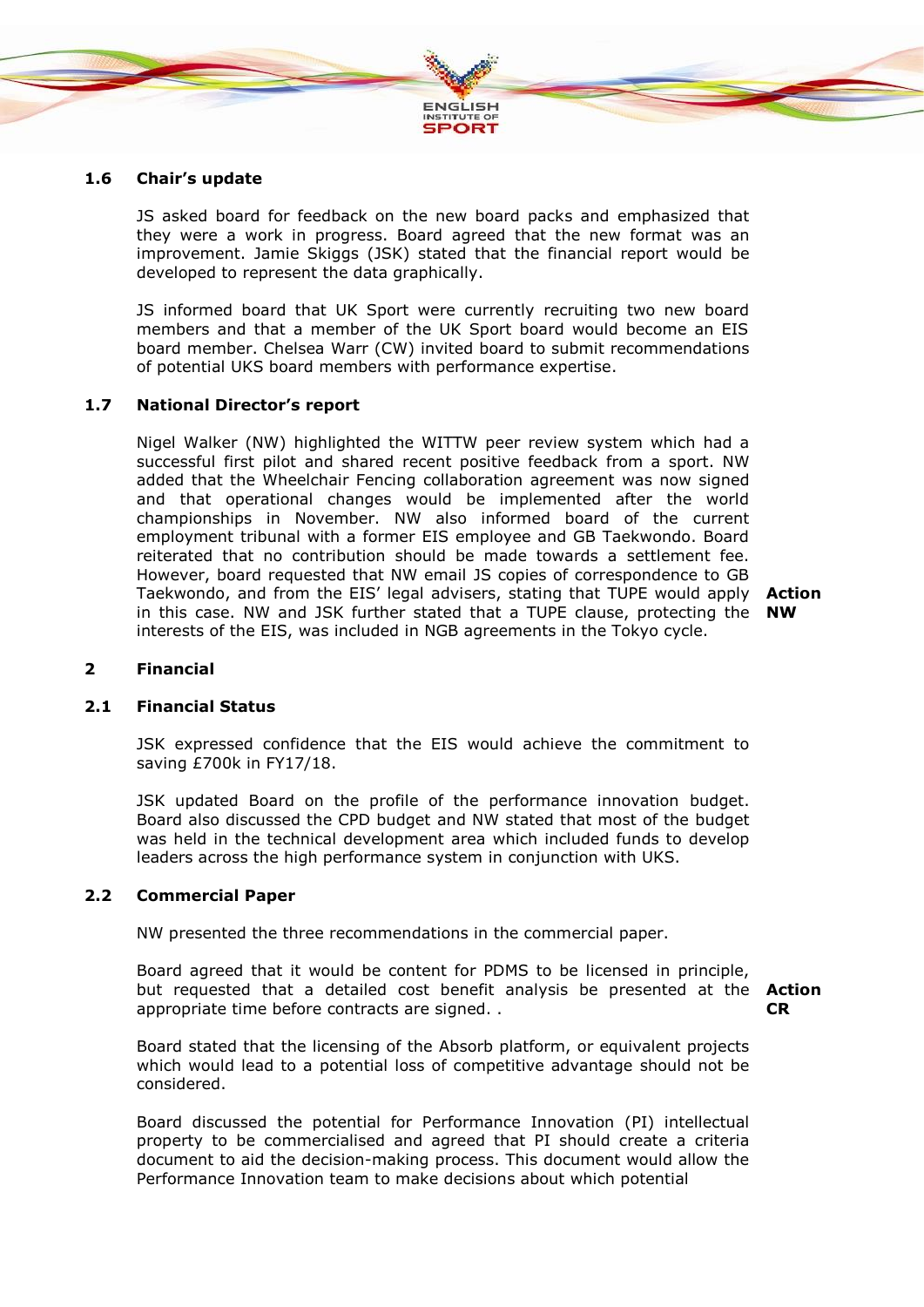### 1.6 Chair's update

JS asked board for feedback on the new board packs and emphasized that they were a work in progress. Board agreed that the new format was an improvement. Jamie Skiggs (JSK) stated that the financial report would be developed to represent the data graphically.

JS informed board that UK Sport were currently recruiting two new board members and that a member of the UK Sport board would become an EIS board member. Chelsea Warr (CW) invited board to submit recommendations of potential UKS board members with performance expertise.

### 1.7 National Director's report

Nigel Walker (NW) highlighted the WITTW peer review system which had a successful first pilot and shared recent positive feedback from a sport. NW added that the Wheelchair Fencing collaboration agreement was now signed and that operational changes would be implemented after the world championships in November. NW also informed board of the current employment tribunal with a former EIS employee and GB Taekwondo. Board reiterated that no contribution should be made towards a settlement fee. However, board requested that NW email JS copies of correspondence to GB Taekwondo, and from the EIS' legal advisers, stating that TUPE would apply in this case. NW and JSK further stated that a TUPE clause, protecting the interests of the EIS, was included in NGB agreements in the Tokyo cycle.

**Action NW**

## 2 Financial

### 2.1 Financial Status

JSK expressed confidence that the EIS would achieve the commitment to saving £700k in FY17/18.

JSK updated Board on the profile of the performance innovation budget. Board also discussed the CPD budget and NW stated that most of the budget was held in the technical development area which included funds to develop leaders across the high performance system in conjunction with UKS.

### 2.2 Commercial Paper

NW presented the three recommendations in the commercial paper.

Board agreed that it would be content for PDMS to be licensed in principle, but requested that a detailed cost benefit analysis be presented at the appropriate time before contracts are signed. .

**Action CR**

Board stated that the licensing of the Absorb platform, or equivalent projects which would lead to a potential loss of competitive advantage should not be considered.

Board discussed the potential for Performance Innovation (PI) intellectual property to be commercialised and agreed that PI should create a criteria document to aid the decision-making process. This document would allow the Performance Innovation team to make decisions about which potential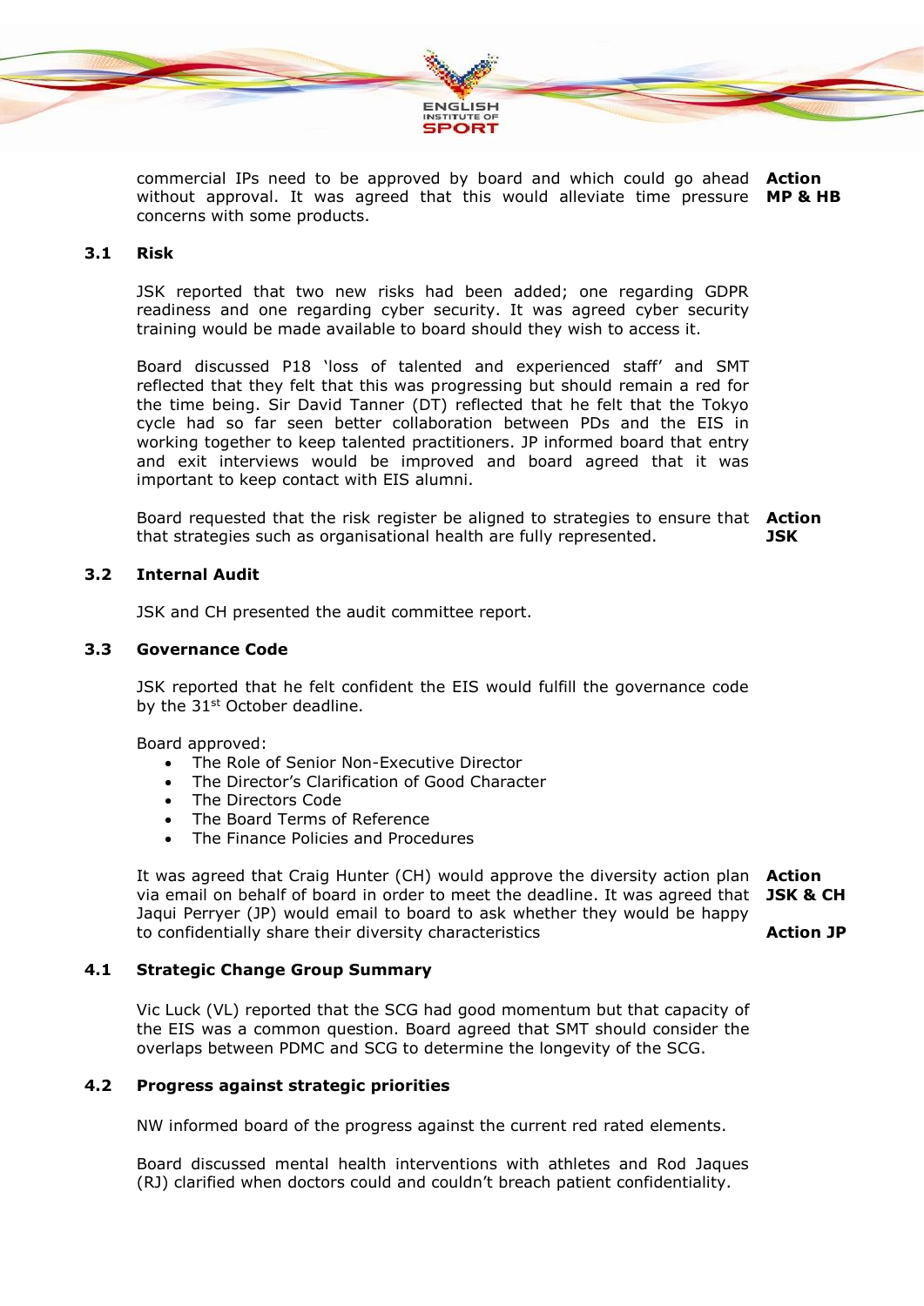commercial IPs need to be approved by board and which could go ahead without approval. It was agreed that this would alleviate time pressure concerns with some products. **Action MP & HB**

### 3.1 Risk

JSK reported that two new risks had been added; one regarding GDPR readiness and one regarding cyber security. It was agreed cyber security training would be made available to board should they wish to access it.

Board discussed P18 'loss of talented and experienced staff' and SMT reflected that they felt that this was progressing but should remain a red for the time being. Sir David Tanner (DT) reflected that he felt that the Tokyo cycle had so far seen better collaboration between PDs and the EIS in working together to keep talented practitioners. JP informed board that entry and exit interviews would be improved and board agreed that it was important to keep contact with EIS alumni.

Board requested that the risk register be aligned to strategies to ensure that that strategies such as organisational health are fully represented. **Action JSK**

### 3.2 Internal Audit

JSK and CH presented the audit committee report.

### 3.3 Governance Code

JSK reported that he felt confident the EIS would fulfill the governance code by the 31st October deadline.

Board approved:

- The Role of Senior Non-Executive Director
- The Director's Clarification of Good Character
- The Directors Code
- The Board Terms of Reference
- The Finance Policies and Procedures

It was agreed that Craig Hunter (CH) would approve the diversity action plan via email on behalf of board in order to meet the deadline. **Action JSK & CH** It was agreed that Jaqui Perryer (JP) would email to board to ask whether they would be happy to confidentially share their diversity characteristics **Action JP**

### 4.1 Strategic Change Group Summary

Vic Luck (VL) reported that the SCG had good momentum but that capacity of the EIS was a common question. Board agreed that SMT should consider the overlaps between PDMC and SCG to determine the longevity of the SCG.

### 4.2 Progress against strategic priorities

NW informed board of the progress against the current red rated elements.

Board discussed mental health interventions with athletes and Rod Jaques (RJ) clarified when doctors could and couldn't breach patient confidentiality.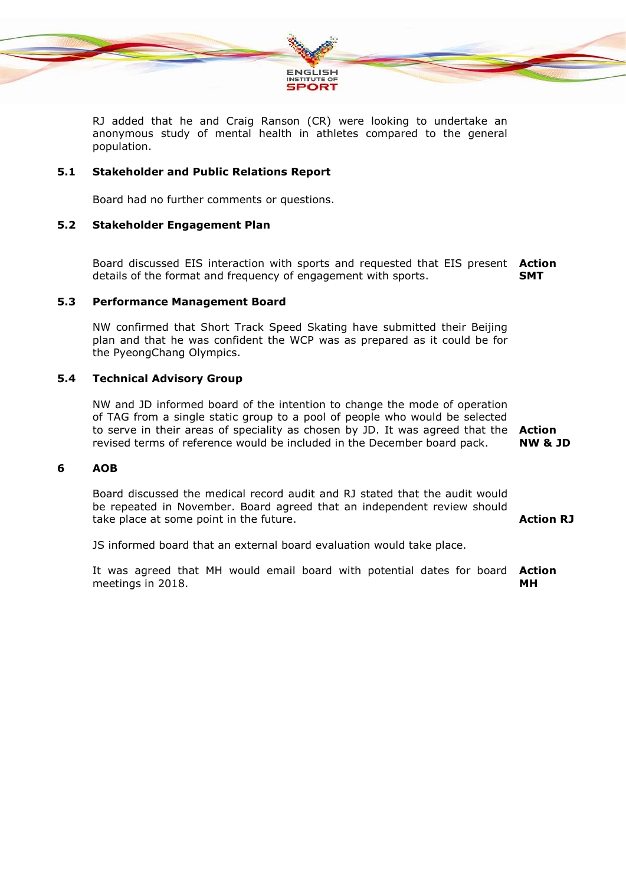RJ added that he and Craig Ranson (CR) were looking to undertake an anonymous study of mental health in athletes compared to the general population.

### 5.1 Stakeholder and Public Relations Report

Board had no further comments or questions.

### 5.2 Stakeholder Engagement Plan

Board discussed EIS interaction with sports and requested that EIS present details of the format and frequency of engagement with sports. **Action SMT**

### 5.3 Performance Management Board

NW confirmed that Short Track Speed Skating have submitted their Beijing plan and that he was confident the WCP was as prepared as it could be for the PyeongChang Olympics.

### 5.4 Technical Advisory Group

NW and JD informed board of the intention to change the mode of operation of TAG from a single static group to a pool of people who would be selected to serve in their areas of speciality as chosen by JD. It was agreed that the revised terms of reference would be included in the December board pack. **Action NW & JD**

## 6 AOB

Board discussed the medical record audit and RJ stated that the audit would be repeated in November. Board agreed that an independent review should take place at some point in the future. **Action RJ**

JS informed board that an external board evaluation would take place.

It was agreed that MH would email board with potential dates for board meetings in 2018. **Action MH**